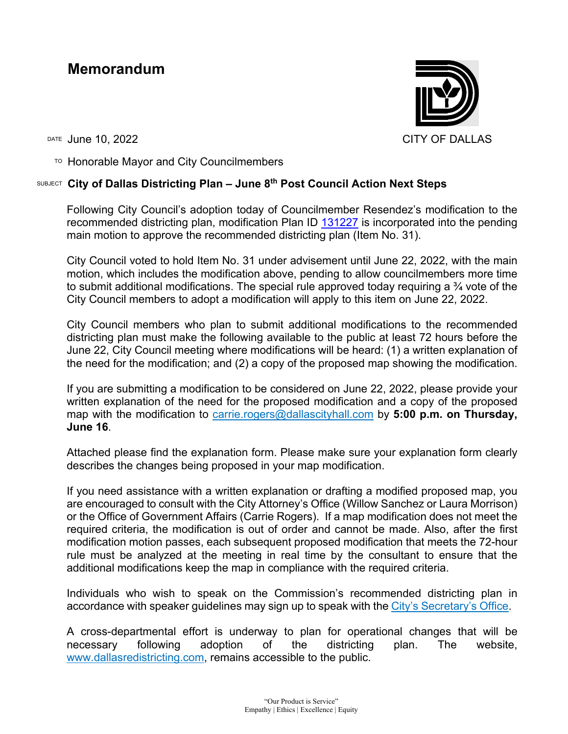# Memorandum

CITY OF DALLAS

DATE June 10, 2022

TO Honorable Mayor and City Councilmembers

SUBJECT **City of Dallas Districting Plan – June 8th Post Council Action Next Steps**

Following City Council's adoption today of Councilmember Resendez's modification to the recommended districting plan, modification Plan ID 131227 is incorporated into the pending main motion to approve the recommended districting plan (Item No. 31).

City Council voted to hold Item No. 31 under advisement until June 22, 2022, with the main motion, which includes the modification above, pending to allow councilmembers more time to submit additional modifications. The special rule approved today requiring a ¾ vote of the City Council members to adopt a modification will apply to this item on June 22, 2022.

City Council members who plan to submit additional modifications to the recommended districting plan must make the following available to the public at least 72 hours before the June 22, City Council meeting where modifications will be heard: (1) a written explanation of the need for the modification; and (2) a copy of the proposed map showing the modification.

If you are submitting a modification to be considered on June 22, 2022, please provide your written explanation of the need for the proposed modification and a copy of the proposed map with the modification to carrie.rogers@dallascityhall.com by **5:00 p.m. on Thursday, June 16**.

Attached please find the explanation form. Please make sure your explanation form clearly describes the changes being proposed in your map modification.

If you need assistance with a written explanation or drafting a modified proposed map, you are encouraged to consult with the City Attorney's Office (Willow Sanchez or Laura Morrison) or the Office of Government Affairs (Carrie Rogers). If a map modification does not meet the required criteria, the modification is out of order and cannot be made. Also, after the first modification motion passes, each subsequent proposed modification that meets the 72-hour rule must be analyzed at the meeting in real time by the consultant to ensure that the additional modifications keep the map in compliance with the required criteria.

Individuals who wish to speak on the Commission's recommended districting plan in accordance with speaker guidelines may sign up to speak with the City's Secretary's Office.

A cross-departmental effort is underway to plan for operational changes that will be necessary following adoption of the districting plan. The website, www.dallasredistricting.com, remains accessible to the public.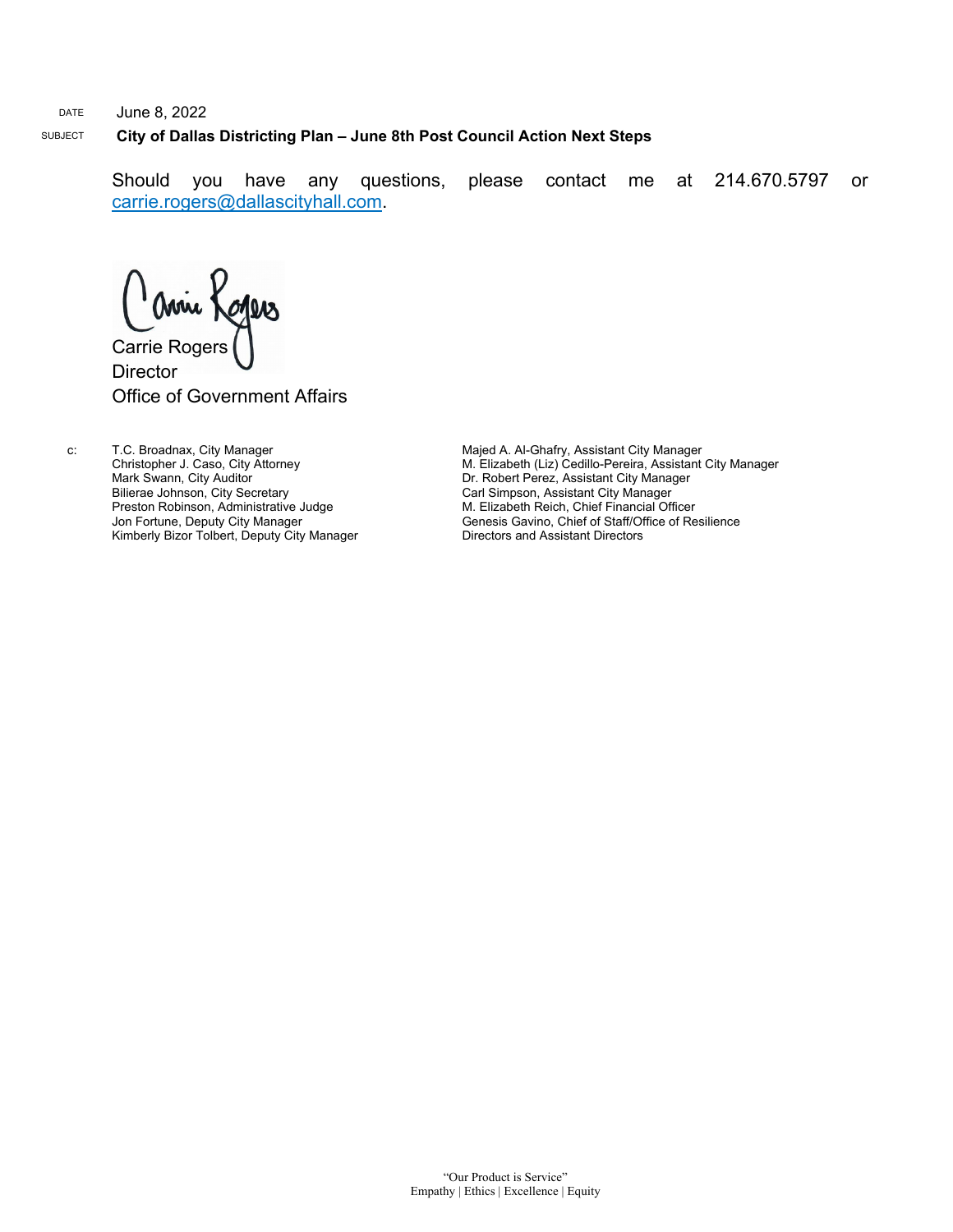DATE June 8, 2022

SUBJECT **City of Dallas Districting Plan – June 8th Post Council Action Next Steps**

Should you have any questions, please contact me at 214.670.5797 or carrie.rogers@dallascityhall.com.

Carrie Rogers
Director
Office of Government Affairs

c: T.C. Broadnax, City Manager
Christopher J. Caso, City Attorney
Mark Swann, City Auditor
Bilierae Johnson, City Secretary
Preston Robinson, Administrative Judge
Jon Fortune, Deputy City Manager
Kimberly Bizor Tolbert, Deputy City Manager
Majed A. Al-Ghafry, Assistant City Manager
M. Elizabeth (Liz) Cedillo-Pereira, Assistant City Manager
Dr. Robert Perez, Assistant City Manager
Carl Simpson, Assistant City Manager
M. Elizabeth Reich, Chief Financial Officer
Genesis Gavino, Chief of Staff/Office of Resilience
Directors and Assistant Directors

"Our Product is Service"
Empathy | Ethics | Excellence | Equity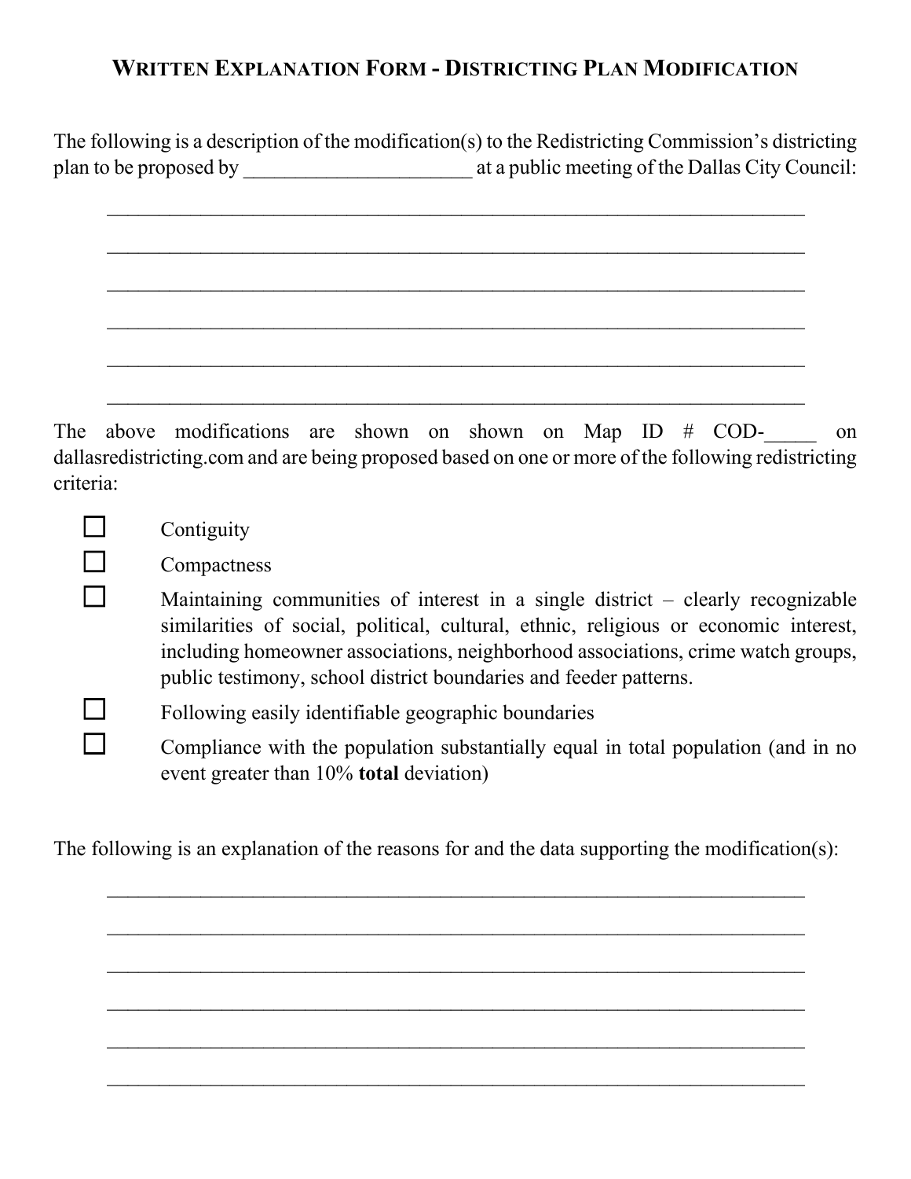# WRITTEN EXPLANATION FORM - DISTRICTING PLAN MODIFICATION

The following is a description of the modification(s) to the Redistricting Commission's districting plan to be proposed by ______________________ at a public meeting of the Dallas City Council:

____________________________________________________________________

____________________________________________________________________

____________________________________________________________________

____________________________________________________________________

____________________________________________________________________

____________________________________________________________________

The above modifications are shown on shown on Map ID # COD-_____ on dallasredistricting.com and are being proposed based on one or more of the following redistricting criteria:

- ☐ Contiguity
- ☐ Compactness
- ☐ Maintaining communities of interest in a single district – clearly recognizable similarities of social, political, cultural, ethnic, religious or economic interest, including homeowner associations, neighborhood associations, crime watch groups, public testimony, school district boundaries and feeder patterns.
- ☐ Following easily identifiable geographic boundaries
- ☐ Compliance with the population substantially equal in total population (and in no event greater than 10% **total** deviation)

The following is an explanation of the reasons for and the data supporting the modification(s):

____________________________________________________________________

____________________________________________________________________

____________________________________________________________________

____________________________________________________________________

____________________________________________________________________

____________________________________________________________________